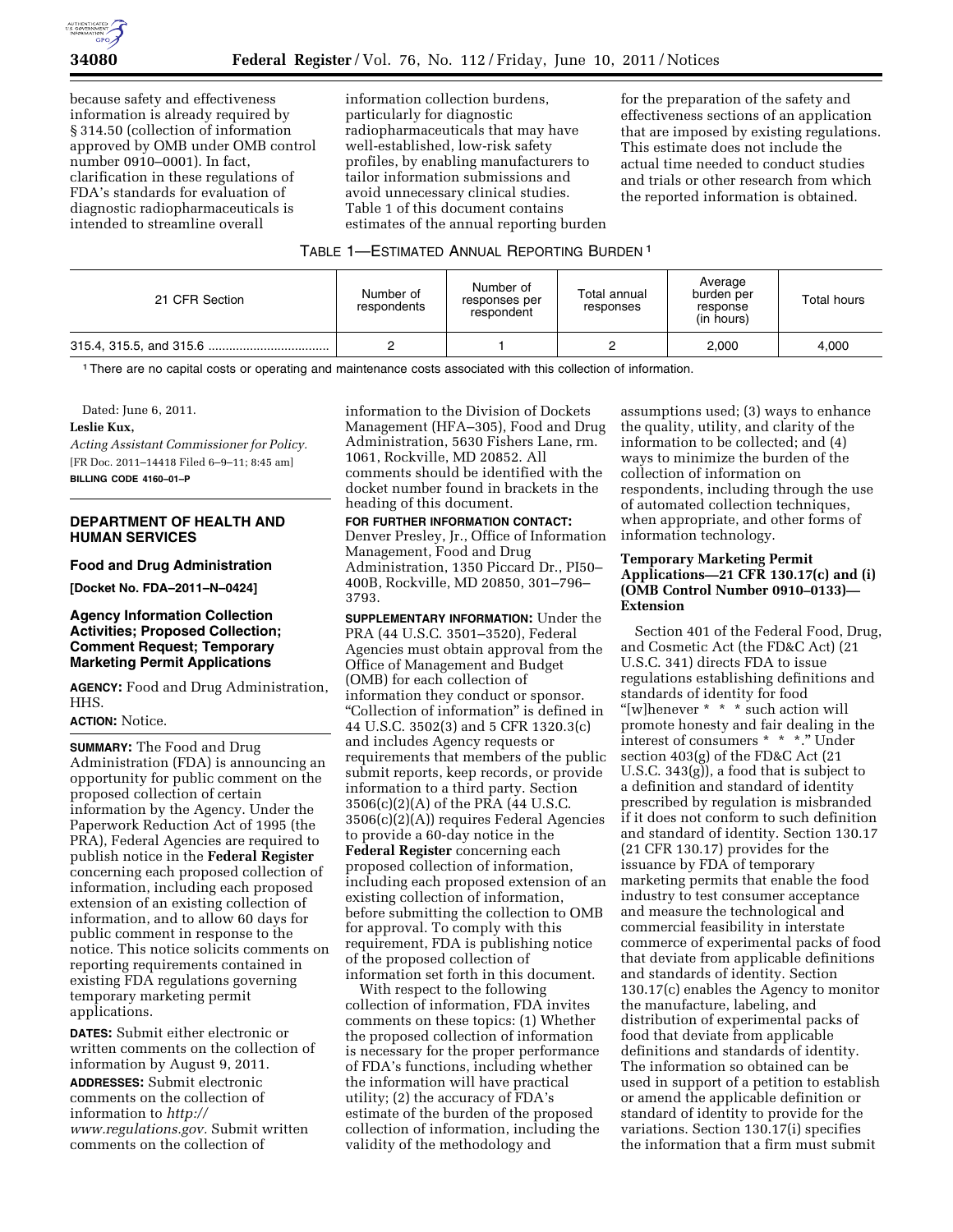because safety and effectiveness information is already required by § 314.50 (collection of information approved by OMB under OMB control number 0910–0001). In fact, clarification in these regulations of FDA's standards for evaluation of diagnostic radiopharmaceuticals is intended to streamline overall information collection burdens, particularly for diagnostic radiopharmaceuticals that may have well-established, low-risk safety profiles, by enabling manufacturers to tailor information submissions and avoid unnecessary clinical studies. Table 1 of this document contains estimates of the annual reporting burden for the preparation of the safety and effectiveness sections of an application that are imposed by existing regulations. This estimate does not include the actual time needed to conduct studies and trials or other research from which the reported information is obtained.

TABLE 1—ESTIMATED ANNUAL REPORTING BURDEN [1]

| 21 CFR Section | Number of respondents | Number of responses per respondent | Total annual responses | Average burden per response (in hours) | Total hours |
|---|---|---|---|---|---|
| 315.4, 315.5, and 315.6 | 2 | 1 | 2 | 2,000 | 4,000 |

[1] There are no capital costs or operating and maintenance costs associated with this collection of information.

Dated: June 6, 2011.

**Leslie Kux,**

*Acting Assistant Commissioner for Policy.*

[FR Doc. 2011–14418 Filed 6–9–11; 8:45 am]

**BILLING CODE 4160–01–P**

## DEPARTMENT OF HEALTH AND HUMAN SERVICES

### Food and Drug Administration

**[Docket No. FDA–2011–N–0424]**

### Agency Information Collection Activities; Proposed Collection; Comment Request; Temporary Marketing Permit Applications

**AGENCY:** Food and Drug Administration, HHS.

**ACTION:** Notice.

**SUMMARY:** The Food and Drug Administration (FDA) is announcing an opportunity for public comment on the proposed collection of certain information by the Agency. Under the Paperwork Reduction Act of 1995 (the PRA), Federal Agencies are required to publish notice in the **Federal Register** concerning each proposed collection of information, including each proposed extension of an existing collection of information, and to allow 60 days for public comment in response to the notice. This notice solicits comments on reporting requirements contained in existing FDA regulations governing temporary marketing permit applications.

**DATES:** Submit either electronic or written comments on the collection of information by August 9, 2011.

**ADDRESSES:** Submit electronic comments on the collection of information to *http://www.regulations.gov*. Submit written comments on the collection of information to the Division of Dockets Management (HFA–305), Food and Drug Administration, 5630 Fishers Lane, rm. 1061, Rockville, MD 20852. All comments should be identified with the docket number found in brackets in the heading of this document.

**FOR FURTHER INFORMATION CONTACT:** Denver Presley, Jr., Office of Information Management, Food and Drug Administration, 1350 Piccard Dr., PI50–400B, Rockville, MD 20850, 301–796–3793.

**SUPPLEMENTARY INFORMATION:** Under the PRA (44 U.S.C. 3501–3520), Federal Agencies must obtain approval from the Office of Management and Budget (OMB) for each collection of information they conduct or sponsor. "Collection of information" is defined in 44 U.S.C. 3502(3) and 5 CFR 1320.3(c) and includes Agency requests or requirements that members of the public submit reports, keep records, or provide information to a third party. Section 3506(c)(2)(A) of the PRA (44 U.S.C. 3506(c)(2)(A)) requires Federal Agencies to provide a 60-day notice in the **Federal Register** concerning each proposed collection of information, including each proposed extension of an existing collection of information, before submitting the collection to OMB for approval. To comply with this requirement, FDA is publishing notice of the proposed collection of information set forth in this document.

With respect to the following collection of information, FDA invites comments on these topics: (1) Whether the proposed collection of information is necessary for the proper performance of FDA's functions, including whether the information will have practical utility; (2) the accuracy of FDA's estimate of the burden of the proposed collection of information, including the validity of the methodology and assumptions used; (3) ways to enhance the quality, utility, and clarity of the information to be collected; and (4) ways to minimize the burden of the collection of information on respondents, including through the use of automated collection techniques, when appropriate, and other forms of information technology.

**Temporary Marketing Permit Applications—21 CFR 130.17(c) and (i) (OMB Control Number 0910–0133)—Extension**

Section 401 of the Federal Food, Drug, and Cosmetic Act (the FD&C Act) (21 U.S.C. 341) directs FDA to issue regulations establishing definitions and standards of identity for food "[w]henever * * * such action will promote honesty and fair dealing in the interest of consumers * * *." Under section 403(g) of the FD&C Act (21 U.S.C. 343(g)), a food that is subject to a definition and standard of identity prescribed by regulation is misbranded if it does not conform to such definition and standard of identity. Section 130.17 (21 CFR 130.17) provides for the issuance by FDA of temporary marketing permits that enable the food industry to test consumer acceptance and measure the technological and commercial feasibility in interstate commerce of experimental packs of food that deviate from applicable definitions and standards of identity. Section 130.17(c) enables the Agency to monitor the manufacture, labeling, and distribution of experimental packs of food that deviate from applicable definitions and standards of identity. The information so obtained can be used in support of a petition to establish or amend the applicable definition or standard of identity to provide for the variations. Section 130.17(i) specifies the information that a firm must submit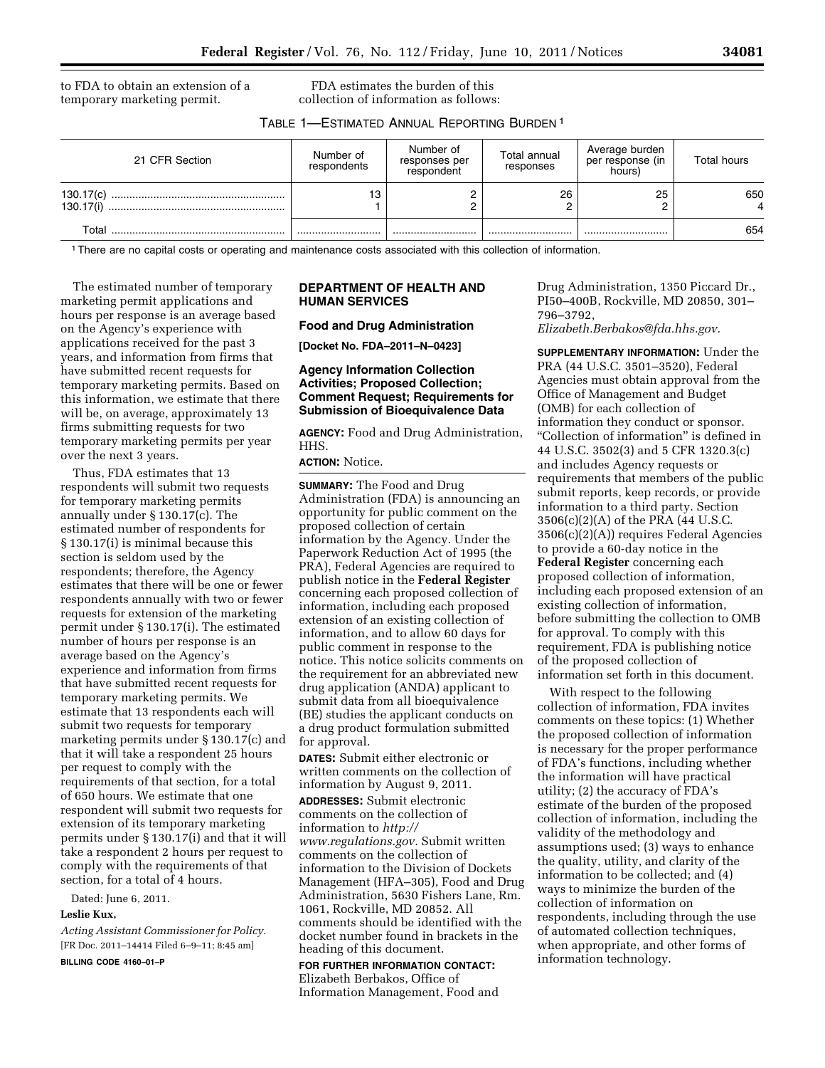to FDA to obtain an extension of a temporary marketing permit.

FDA estimates the burden of this collection of information as follows:

TABLE 1—ESTIMATED ANNUAL REPORTING BURDEN [1]

| 21 CFR Section | Number of respondents | Number of responses per respondent | Total annual responses | Average burden per response (in hours) | Total hours |
|---|---|---|---|---|---|
| 130.17(c) | 13 | 2 | 26 | 25 | 650 |
| 130.17(i) | 1 | 2 | 2 | 2 | 4 |
| Total | | | | | 654 |

[1] There are no capital costs or operating and maintenance costs associated with this collection of information.

The estimated number of temporary marketing permit applications and hours per response is an average based on the Agency's experience with applications received for the past 3 years, and information from firms that have submitted recent requests for temporary marketing permits. Based on this information, we estimate that there will be, on average, approximately 13 firms submitting requests for two temporary marketing permits per year over the next 3 years.

Thus, FDA estimates that 13 respondents will submit two requests for temporary marketing permits annually under § 130.17(c). The estimated number of respondents for § 130.17(i) is minimal because this section is seldom used by the respondents; therefore, the Agency estimates that there will be one or fewer respondents annually with two or fewer requests for extension of the marketing permit under § 130.17(i). The estimated number of hours per response is an average based on the Agency's experience and information from firms that have submitted recent requests for temporary marketing permits. We estimate that 13 respondents each will submit two requests for temporary marketing permits under § 130.17(c) and that it will take a respondent 25 hours per request to comply with the requirements of that section, for a total of 650 hours. We estimate that one respondent will submit two requests for extension of its temporary marketing permits under § 130.17(i) and that it will take a respondent 2 hours per request to comply with the requirements of that section, for a total of 4 hours.

Dated: June 6, 2011.

**Leslie Kux,**

*Acting Assistant Commissioner for Policy.*

[FR Doc. 2011–14414 Filed 6–9–11; 8:45 am]

**BILLING CODE 4160–01–P**

## DEPARTMENT OF HEALTH AND HUMAN SERVICES

### Food and Drug Administration

**[Docket No. FDA–2011–N–0423]**

### Agency Information Collection Activities; Proposed Collection; Comment Request; Requirements for Submission of Bioequivalence Data

**AGENCY:** Food and Drug Administration, HHS.

**ACTION:** Notice.

**SUMMARY:** The Food and Drug Administration (FDA) is announcing an opportunity for public comment on the proposed collection of certain information by the Agency. Under the Paperwork Reduction Act of 1995 (the PRA), Federal Agencies are required to publish notice in the **Federal Register** concerning each proposed collection of information, including each proposed extension of an existing collection of information, and to allow 60 days for public comment in response to the notice. This notice solicits comments on the requirement for an abbreviated new drug application (ANDA) applicant to submit data from all bioequivalence (BE) studies the applicant conducts on a drug product formulation submitted for approval.

**DATES:** Submit either electronic or written comments on the collection of information by August 9, 2011.

**ADDRESSES:** Submit electronic comments on the collection of information to *http://www.regulations.gov.* Submit written comments on the collection of information to the Division of Dockets Management (HFA–305), Food and Drug Administration, 5630 Fishers Lane, Rm. 1061, Rockville, MD 20852. All comments should be identified with the docket number found in brackets in the heading of this document.

**FOR FURTHER INFORMATION CONTACT:** Elizabeth Berbakos, Office of Information Management, Food and Drug Administration, 1350 Piccard Dr., PI50–400B, Rockville, MD 20850, 301–796–3792, *Elizabeth.Berbakos@fda.hhs.gov.*

**SUPPLEMENTARY INFORMATION:** Under the PRA (44 U.S.C. 3501–3520), Federal Agencies must obtain approval from the Office of Management and Budget (OMB) for each collection of information they conduct or sponsor. "Collection of information" is defined in 44 U.S.C. 3502(3) and 5 CFR 1320.3(c) and includes Agency requests or requirements that members of the public submit reports, keep records, or provide information to a third party. Section 3506(c)(2)(A) of the PRA (44 U.S.C. 3506(c)(2)(A)) requires Federal Agencies to provide a 60-day notice in the **Federal Register** concerning each proposed collection of information, including each proposed extension of an existing collection of information, before submitting the collection to OMB for approval. To comply with this requirement, FDA is publishing notice of the proposed collection of information set forth in this document.

With respect to the following collection of information, FDA invites comments on these topics: (1) Whether the proposed collection of information is necessary for the proper performance of FDA's functions, including whether the information will have practical utility; (2) the accuracy of FDA's estimate of the burden of the proposed collection of information, including the validity of the methodology and assumptions used; (3) ways to enhance the quality, utility, and clarity of the information to be collected; and (4) ways to minimize the burden of the collection of information on respondents, including through the use of automated collection techniques, when appropriate, and other forms of information technology.